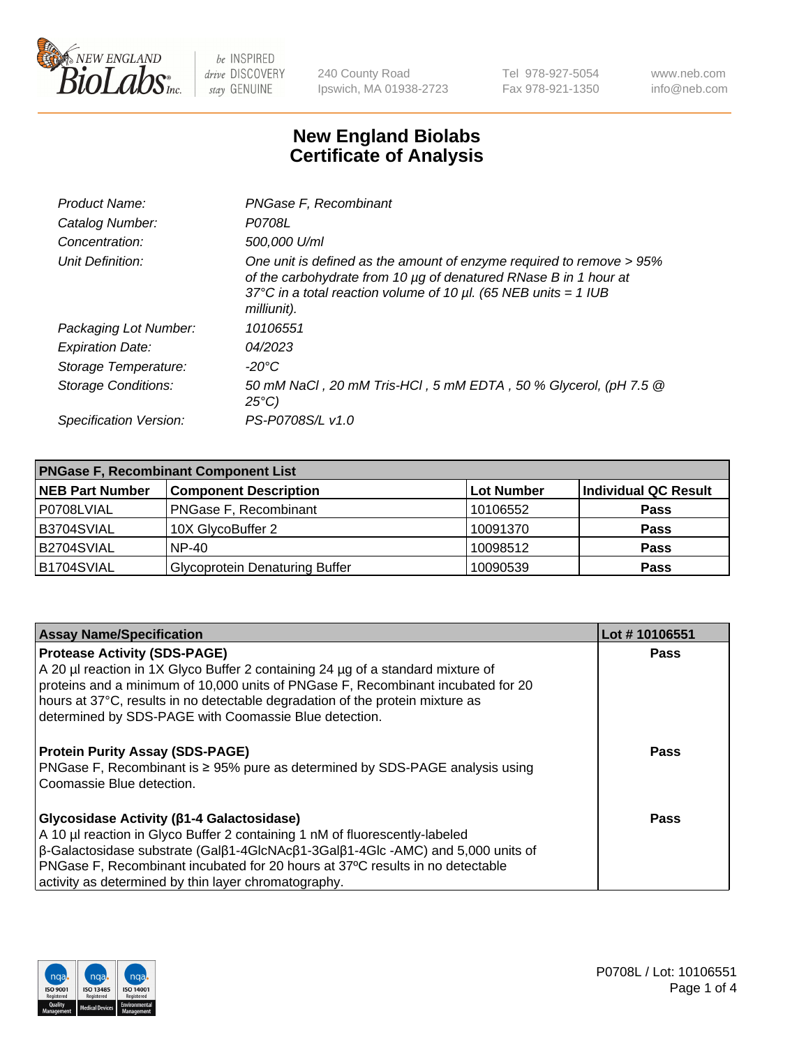240 County Road
Ipswich, MA 01938-2723

Tel 978-927-5054
Fax 978-921-1350

www.neb.com
info@neb.com

# New England Biolabs
# Certificate of Analysis

| | |
|---|---|
| *Product Name:* | *PNGase F, Recombinant* |
| *Catalog Number:* | *P0708L* |
| *Concentration:* | *500,000 U/ml* |
| *Unit Definition:* | *One unit is defined as the amount of enzyme required to remove > 95% of the carbohydrate from 10 µg of denatured RNase B in 1 hour at 37°C in a total reaction volume of 10 µl. (65 NEB units = 1 IUB milliunit).* |
| *Packaging Lot Number:* | *10106551* |
| *Expiration Date:* | *04/2023* |
| *Storage Temperature:* | *-20°C* |
| *Storage Conditions:* | *50 mM NaCl , 20 mM Tris-HCl , 5 mM EDTA , 50 % Glycerol, (pH 7.5 @ 25°C)* |
| *Specification Version:* | *PS-P0708S/L v1.0* |

| **PNGase F, Recombinant Component List** | | | |
|---|---|---|---|
| **NEB Part Number** | **Component Description** | **Lot Number** | **Individual QC Result** |
| P0708LVIAL | PNGase F, Recombinant | 10106552 | **Pass** |
| B3704SVIAL | 10X GlycoBuffer 2 | 10091370 | **Pass** |
| B2704SVIAL | NP-40 | 10098512 | **Pass** |
| B1704SVIAL | Glycoprotein Denaturing Buffer | 10090539 | **Pass** |

| **Assay Name/Specification** | **Lot # 10106551** |
|---|---|
| **Protease Activity (SDS-PAGE)**<br>A 20 µl reaction in 1X Glyco Buffer 2 containing 24 µg of a standard mixture of proteins and a minimum of 10,000 units of PNGase F, Recombinant incubated for 20 hours at 37°C, results in no detectable degradation of the protein mixture as determined by SDS-PAGE with Coomassie Blue detection. | **Pass** |
| **Protein Purity Assay (SDS-PAGE)**<br>PNGase F, Recombinant is ≥ 95% pure as determined by SDS-PAGE analysis using Coomassie Blue detection. | **Pass** |
| **Glycosidase Activity (β1-4 Galactosidase)**<br>A 10 µl reaction in Glyco Buffer 2 containing 1 nM of fluorescently-labeled β-Galactosidase substrate (Galβ1-4GlcNAcβ1-3Galβ1-4Glc -AMC) and 5,000 units of PNGase F, Recombinant incubated for 20 hours at 37ºC results in no detectable activity as determined by thin layer chromatography. | **Pass** |

P0708L / Lot: 10106551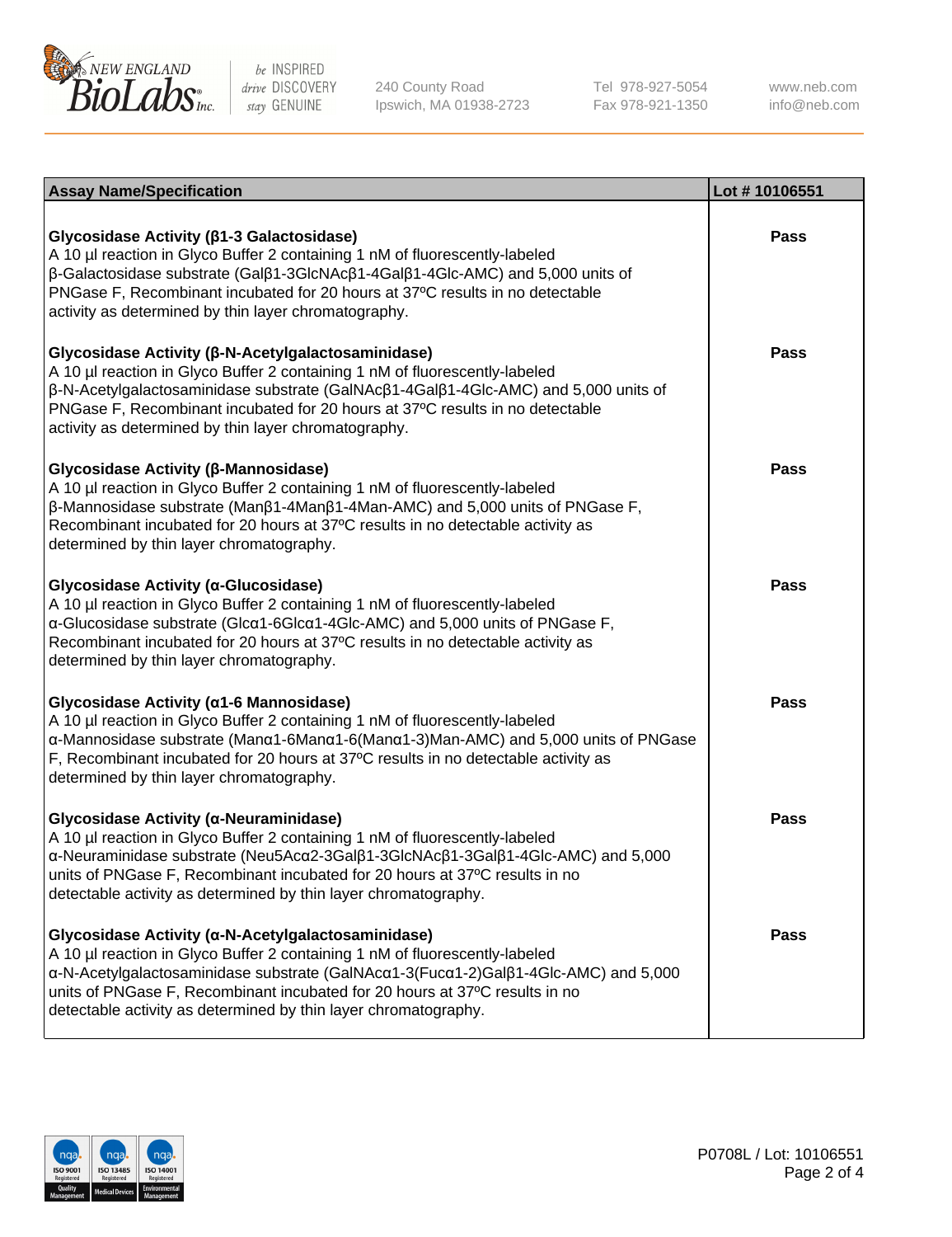| Assay Name/Specification | Lot # 10106551 |
| --- | --- |
| **Glycosidase Activity (β1-3 Galactosidase)**<br>A 10 µl reaction in Glyco Buffer 2 containing 1 nM of fluorescently-labeled β-Galactosidase substrate (Galβ1-3GlcNAcβ1-4Galβ1-4Glc-AMC) and 5,000 units of PNGase F, Recombinant incubated for 20 hours at 37ºC results in no detectable activity as determined by thin layer chromatography. | Pass |
| **Glycosidase Activity (β-N-Acetylgalactosaminidase)**<br>A 10 µl reaction in Glyco Buffer 2 containing 1 nM of fluorescently-labeled β-N-Acetylgalactosaminidase substrate (GalNAcβ1-4Galβ1-4Glc-AMC) and 5,000 units of PNGase F, Recombinant incubated for 20 hours at 37ºC results in no detectable activity as determined by thin layer chromatography. | Pass |
| **Glycosidase Activity (β-Mannosidase)**<br>A 10 µl reaction in Glyco Buffer 2 containing 1 nM of fluorescently-labeled β-Mannosidase substrate (Manβ1-4Manβ1-4Man-AMC) and 5,000 units of PNGase F, Recombinant incubated for 20 hours at 37ºC results in no detectable activity as determined by thin layer chromatography. | Pass |
| **Glycosidase Activity (α-Glucosidase)**<br>A 10 µl reaction in Glyco Buffer 2 containing 1 nM of fluorescently-labeled α-Glucosidase substrate (Glcα1-6Glcα1-4Glc-AMC) and 5,000 units of PNGase F, Recombinant incubated for 20 hours at 37ºC results in no detectable activity as determined by thin layer chromatography. | Pass |
| **Glycosidase Activity (α1-6 Mannosidase)**<br>A 10 µl reaction in Glyco Buffer 2 containing 1 nM of fluorescently-labeled α-Mannosidase substrate (Manα1-6Manα1-6(Manα1-3)Man-AMC) and 5,000 units of PNGase F, Recombinant incubated for 20 hours at 37ºC results in no detectable activity as determined by thin layer chromatography. | Pass |
| **Glycosidase Activity (α-Neuraminidase)**<br>A 10 µl reaction in Glyco Buffer 2 containing 1 nM of fluorescently-labeled α-Neuraminidase substrate (Neu5Acα2-3Galβ1-3GlcNAcβ1-3Galβ1-4Glc-AMC) and 5,000 units of PNGase F, Recombinant incubated for 20 hours at 37ºC results in no detectable activity as determined by thin layer chromatography. | Pass |
| **Glycosidase Activity (α-N-Acetylgalactosaminidase)**<br>A 10 µl reaction in Glyco Buffer 2 containing 1 nM of fluorescently-labeled α-N-Acetylgalactosaminidase substrate (GalNAcα1-3(Fucα1-2)Galβ1-4Glc-AMC) and 5,000 units of PNGase F, Recombinant incubated for 20 hours at 37ºC results in no detectable activity as determined by thin layer chromatography. | Pass |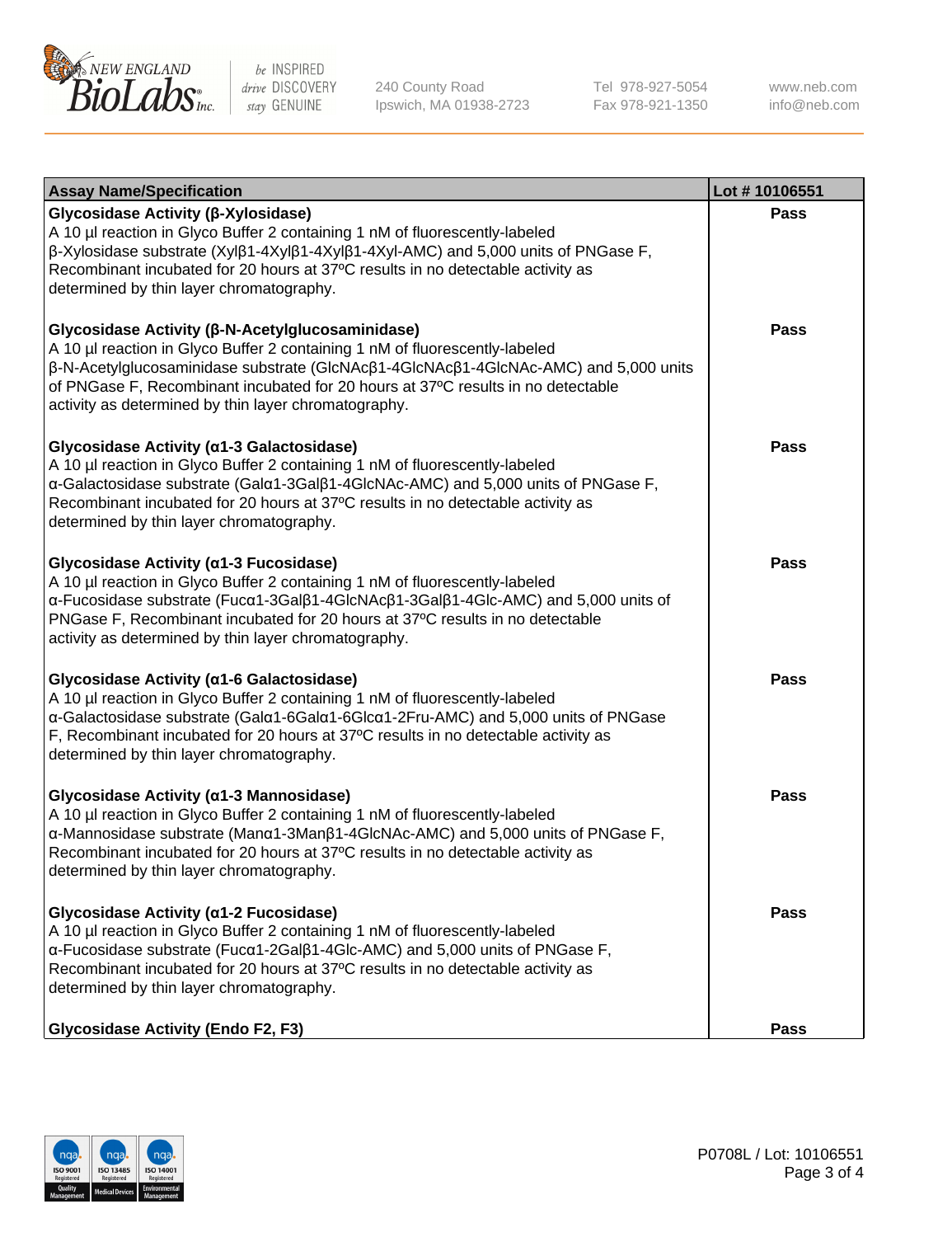| Assay Name/Specification | Lot # 10106551 |
|---|---|
| **Glycosidase Activity (β-Xylosidase)**<br>A 10 µl reaction in Glyco Buffer 2 containing 1 nM of fluorescently-labeled β-Xylosidase substrate (Xylβ1-4Xylβ1-4Xylβ1-4Xyl-AMC) and 5,000 units of PNGase F, Recombinant incubated for 20 hours at 37ºC results in no detectable activity as determined by thin layer chromatography. | Pass |
| **Glycosidase Activity (β-N-Acetylglucosaminidase)**<br>A 10 µl reaction in Glyco Buffer 2 containing 1 nM of fluorescently-labeled β-N-Acetylglucosaminidase substrate (GlcNAcβ1-4GlcNAcβ1-4GlcNAc-AMC) and 5,000 units of PNGase F, Recombinant incubated for 20 hours at 37ºC results in no detectable activity as determined by thin layer chromatography. | Pass |
| **Glycosidase Activity (α1-3 Galactosidase)**<br>A 10 µl reaction in Glyco Buffer 2 containing 1 nM of fluorescently-labeled α-Galactosidase substrate (Galα1-3Galβ1-4GlcNAc-AMC) and 5,000 units of PNGase F, Recombinant incubated for 20 hours at 37ºC results in no detectable activity as determined by thin layer chromatography. | Pass |
| **Glycosidase Activity (α1-3 Fucosidase)**<br>A 10 µl reaction in Glyco Buffer 2 containing 1 nM of fluorescently-labeled α-Fucosidase substrate (Fucα1-3Galβ1-4GlcNAcβ1-3Galβ1-4Glc-AMC) and 5,000 units of PNGase F, Recombinant incubated for 20 hours at 37ºC results in no detectable activity as determined by thin layer chromatography. | Pass |
| **Glycosidase Activity (α1-6 Galactosidase)**<br>A 10 µl reaction in Glyco Buffer 2 containing 1 nM of fluorescently-labeled α-Galactosidase substrate (Galα1-6Galα1-6Glcα1-2Fru-AMC) and 5,000 units of PNGase F, Recombinant incubated for 20 hours at 37ºC results in no detectable activity as determined by thin layer chromatography. | Pass |
| **Glycosidase Activity (α1-3 Mannosidase)**<br>A 10 µl reaction in Glyco Buffer 2 containing 1 nM of fluorescently-labeled α-Mannosidase substrate (Manα1-3Manβ1-4GlcNAc-AMC) and 5,000 units of PNGase F, Recombinant incubated for 20 hours at 37ºC results in no detectable activity as determined by thin layer chromatography. | Pass |
| **Glycosidase Activity (α1-2 Fucosidase)**<br>A 10 µl reaction in Glyco Buffer 2 containing 1 nM of fluorescently-labeled α-Fucosidase substrate (Fucα1-2Galβ1-4Glc-AMC) and 5,000 units of PNGase F, Recombinant incubated for 20 hours at 37ºC results in no detectable activity as determined by thin layer chromatography. | Pass |
| **Glycosidase Activity (Endo F2, F3)** | Pass |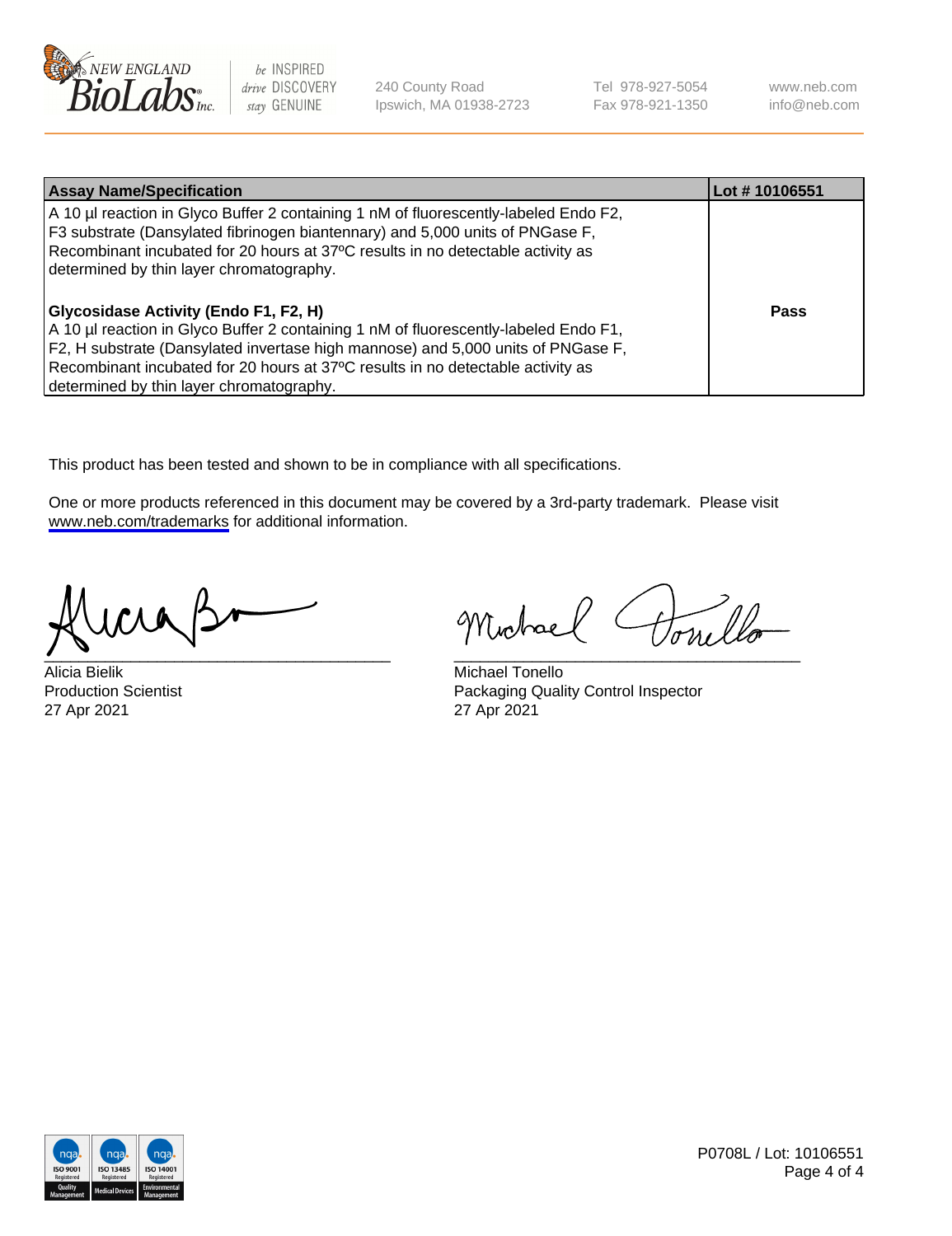| Assay Name/Specification | Lot # 10106551 |
| --- | --- |
| A 10 µl reaction in Glyco Buffer 2 containing 1 nM of fluorescently-labeled Endo F2, F3 substrate (Dansylated fibrinogen biantennary) and 5,000 units of PNGase F, Recombinant incubated for 20 hours at 37ºC results in no detectable activity as determined by thin layer chromatography. | |
| **Glycosidase Activity (Endo F1, F2, H)**<br>A 10 µl reaction in Glyco Buffer 2 containing 1 nM of fluorescently-labeled Endo F1, F2, H substrate (Dansylated invertase high mannose) and 5,000 units of PNGase F, Recombinant incubated for 20 hours at 37ºC results in no detectable activity as determined by thin layer chromatography. | **Pass** |

This product has been tested and shown to be in compliance with all specifications.

One or more products referenced in this document may be covered by a 3rd-party trademark. Please visit www.neb.com/trademarks for additional information.

Alicia Bielik
Production Scientist
27 Apr 2021

Michael Tonello
Packaging Quality Control Inspector
27 Apr 2021

P0708L / Lot: 10106551